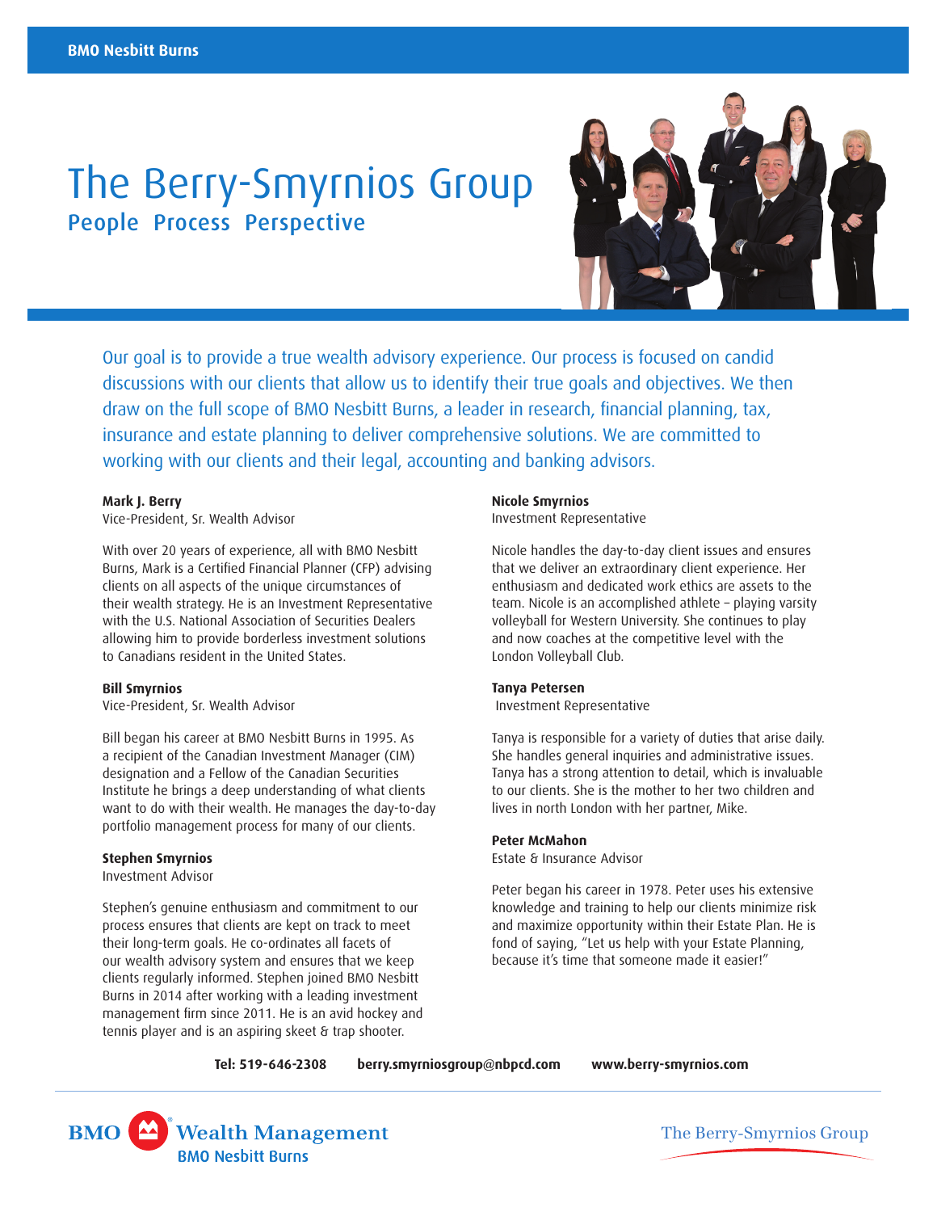BMO Nesbitt Burns

# The Berry-Smyrnios Group

## People Process Perspective

Our goal is to provide a true wealth advisory experience. Our process is focused on candid discussions with our clients that allow us to identify their true goals and objectives. We then draw on the full scope of BMO Nesbitt Burns, a leader in research, financial planning, tax, insurance and estate planning to deliver comprehensive solutions. We are committed to working with our clients and their legal, accounting and banking advisors.

**Mark J. Berry**
Vice-President, Sr. Wealth Advisor

With over 20 years of experience, all with BMO Nesbitt Burns, Mark is a Certified Financial Planner (CFP) advising clients on all aspects of the unique circumstances of their wealth strategy. He is an Investment Representative with the U.S. National Association of Securities Dealers allowing him to provide borderless investment solutions to Canadians resident in the United States.

**Bill Smyrnios**
Vice-President, Sr. Wealth Advisor

Bill began his career at BMO Nesbitt Burns in 1995. As a recipient of the Canadian Investment Manager (CIM) designation and a Fellow of the Canadian Securities Institute he brings a deep understanding of what clients want to do with their wealth. He manages the day-to-day portfolio management process for many of our clients.

**Stephen Smyrnios**
Investment Advisor

Stephen's genuine enthusiasm and commitment to our process ensures that clients are kept on track to meet their long-term goals. He co-ordinates all facets of our wealth advisory system and ensures that we keep clients regularly informed. Stephen joined BMO Nesbitt Burns in 2014 after working with a leading investment management firm since 2011. He is an avid hockey and tennis player and is an aspiring skeet & trap shooter.

**Nicole Smyrnios**
Investment Representative

Nicole handles the day-to-day client issues and ensures that we deliver an extraordinary client experience. Her enthusiasm and dedicated work ethics are assets to the team. Nicole is an accomplished athlete – playing varsity volleyball for Western University. She continues to play and now coaches at the competitive level with the London Volleyball Club.

**Tanya Petersen**
Investment Representative

Tanya is responsible for a variety of duties that arise daily. She handles general inquiries and administrative issues. Tanya has a strong attention to detail, which is invaluable to our clients. She is the mother to her two children and lives in north London with her partner, Mike.

**Peter McMahon**
Estate & Insurance Advisor

Peter began his career in 1978. Peter uses his extensive knowledge and training to help our clients minimize risk and maximize opportunity within their Estate Plan. He is fond of saying, "Let us help with your Estate Planning, because it's time that someone made it easier!"

**Tel: 519-646-2308** **berry.smyrniosgroup@nbpcd.com** **www.berry-smyrnios.com**

BMO Wealth Management
BMO Nesbitt Burns

The Berry-Smyrnios Group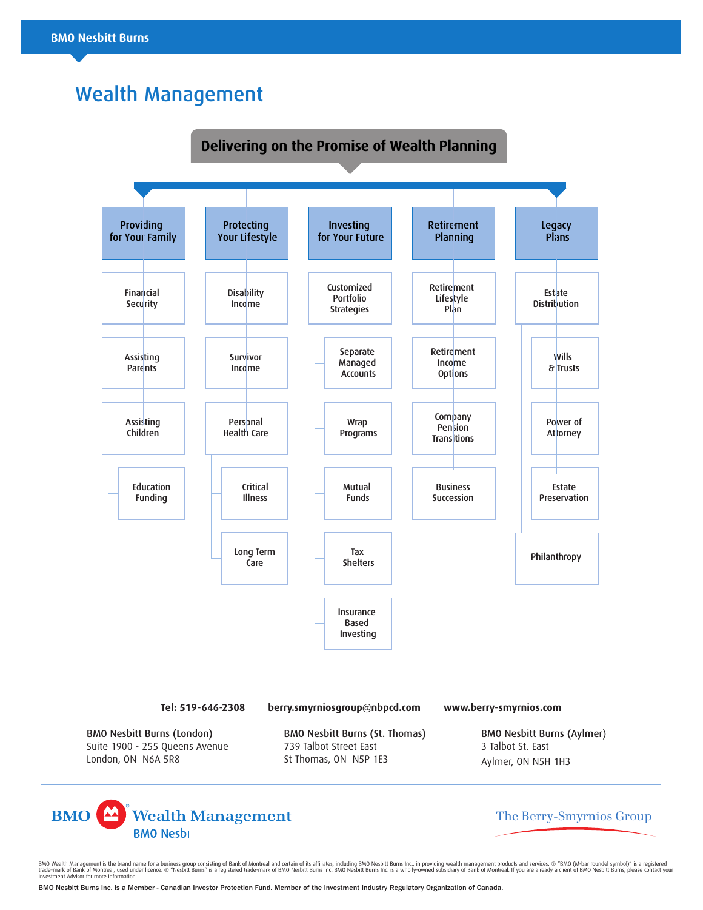## Wealth Management

### Delivering on the Promise of Wealth Planning

**Providing for Your Family**
- Financial Security
- Assisting Parents
- Assisting Children
  - Education Funding

**Protecting Your Lifestyle**
- Disability Income
- Survivor Income
- Personal Health Care
  - Critical Illness
  - Long Term Care

**Investing for Your Future**
- Customized Portfolio Strategies
  - Separate Managed Accounts
  - Wrap Programs
  - Mutual Funds
  - Tax Shelters
  - Insurance Based Investing

**Retirement Planning**
- Retirement Lifestyle Plan
- Retirement Income Options
- Company Pension Transitions
- Business Succession

**Legacy Plans**
- Estate Distribution
  - Wills & Trusts
  - Power of Attorney
  - Estate Preservation
- Philanthropy

---

**Tel: 519-646-2308** **berry.smyrniosgroup@nbpcd.com** **www.berry-smyrnios.com**

**BMO Nesbitt Burns (London)**
Suite 1900 - 255 Queens Avenue
London, ON N6A 5R8

**BMO Nesbitt Burns (St. Thomas)**
739 Talbot Street East
St Thomas, ON N5P 1E3

**BMO Nesbitt Burns (Aylmer)**
3 Talbot St. East
Aylmer, ON N5H 1H3

BMO Wealth Management
BMO Nesbitt Burns

The Berry-Smyrnios Group

BMO Wealth Management is the brand name for a business group consisting of Bank of Montreal and certain of its affiliates, including BMO Nesbitt Burns Inc., in providing wealth management products and services. ® "BMO (M-bar roundel symbol)" is a registered trade-mark of Bank of Montreal, used under licence. ® "Nesbitt Burns" is a registered trade-mark of BMO Nesbitt Burns Inc. BMO Nesbitt Burns Inc. is a wholly-owned subsidiary of Bank of Montreal. If you are already a client of BMO Nesbitt Burns, please contact your Investment Advisor for more information.

BMO Nesbitt Burns Inc. is a Member - Canadian Investor Protection Fund. Member of the Investment Industry Regulatory Organization of Canada.